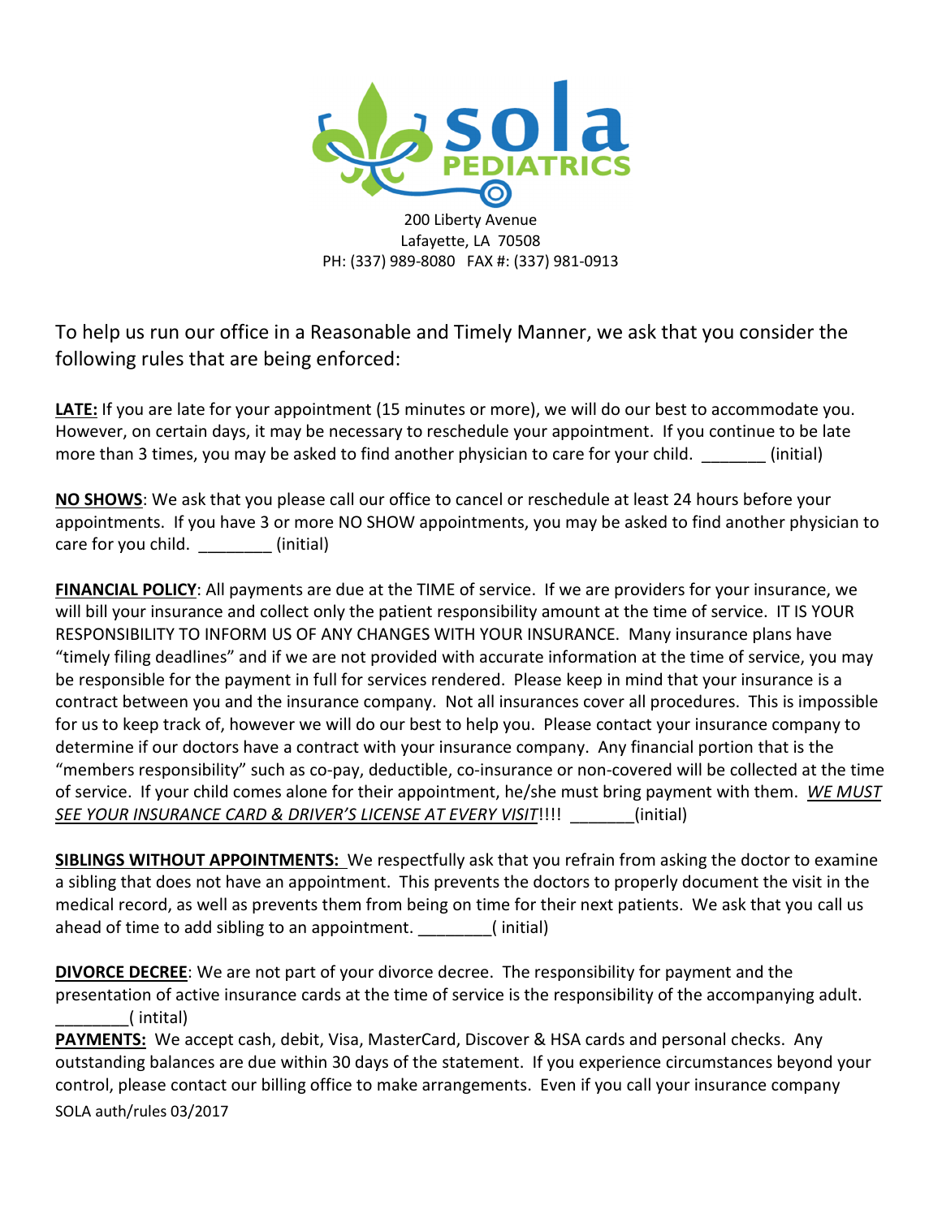**sola PEDIATRICS**

200 Liberty Avenue
Lafayette, LA 70508
PH: (337) 989-8080 FAX #: (337) 981-0913

To help us run our office in a Reasonable and Timely Manner, we ask that you consider the following rules that are being enforced:

**LATE:** If you are late for your appointment (15 minutes or more), we will do our best to accommodate you. However, on certain days, it may be necessary to reschedule your appointment. If you continue to be late more than 3 times, you may be asked to find another physician to care for your child. _______ (initial)

**NO SHOWS**: We ask that you please call our office to cancel or reschedule at least 24 hours before your appointments. If you have 3 or more NO SHOW appointments, you may be asked to find another physician to care for you child. ________ (initial)

**FINANCIAL POLICY**: All payments are due at the TIME of service. If we are providers for your insurance, we will bill your insurance and collect only the patient responsibility amount at the time of service. IT IS YOUR RESPONSIBILITY TO INFORM US OF ANY CHANGES WITH YOUR INSURANCE. Many insurance plans have "timely filing deadlines" and if we are not provided with accurate information at the time of service, you may be responsible for the payment in full for services rendered. Please keep in mind that your insurance is a contract between you and the insurance company. Not all insurances cover all procedures. This is impossible for us to keep track of, however we will do our best to help you. Please contact your insurance company to determine if our doctors have a contract with your insurance company. Any financial portion that is the "members responsibility" such as co-pay, deductible, co-insurance or non-covered will be collected at the time of service. If your child comes alone for their appointment, he/she must bring payment with them. *WE MUST SEE YOUR INSURANCE CARD & DRIVER'S LICENSE AT EVERY VISIT*!!!! _______(initial)

**SIBLINGS WITHOUT APPOINTMENTS:** We respectfully ask that you refrain from asking the doctor to examine a sibling that does not have an appointment. This prevents the doctors to properly document the visit in the medical record, as well as prevents them from being on time for their next patients. We ask that you call us ahead of time to add sibling to an appointment. ________( initial)

**DIVORCE DECREE**: We are not part of your divorce decree. The responsibility for payment and the presentation of active insurance cards at the time of service is the responsibility of the accompanying adult. ________( intital)

**PAYMENTS:** We accept cash, debit, Visa, MasterCard, Discover & HSA cards and personal checks. Any outstanding balances are due within 30 days of the statement. If you experience circumstances beyond your control, please contact our billing office to make arrangements. Even if you call your insurance company

SOLA auth/rules 03/2017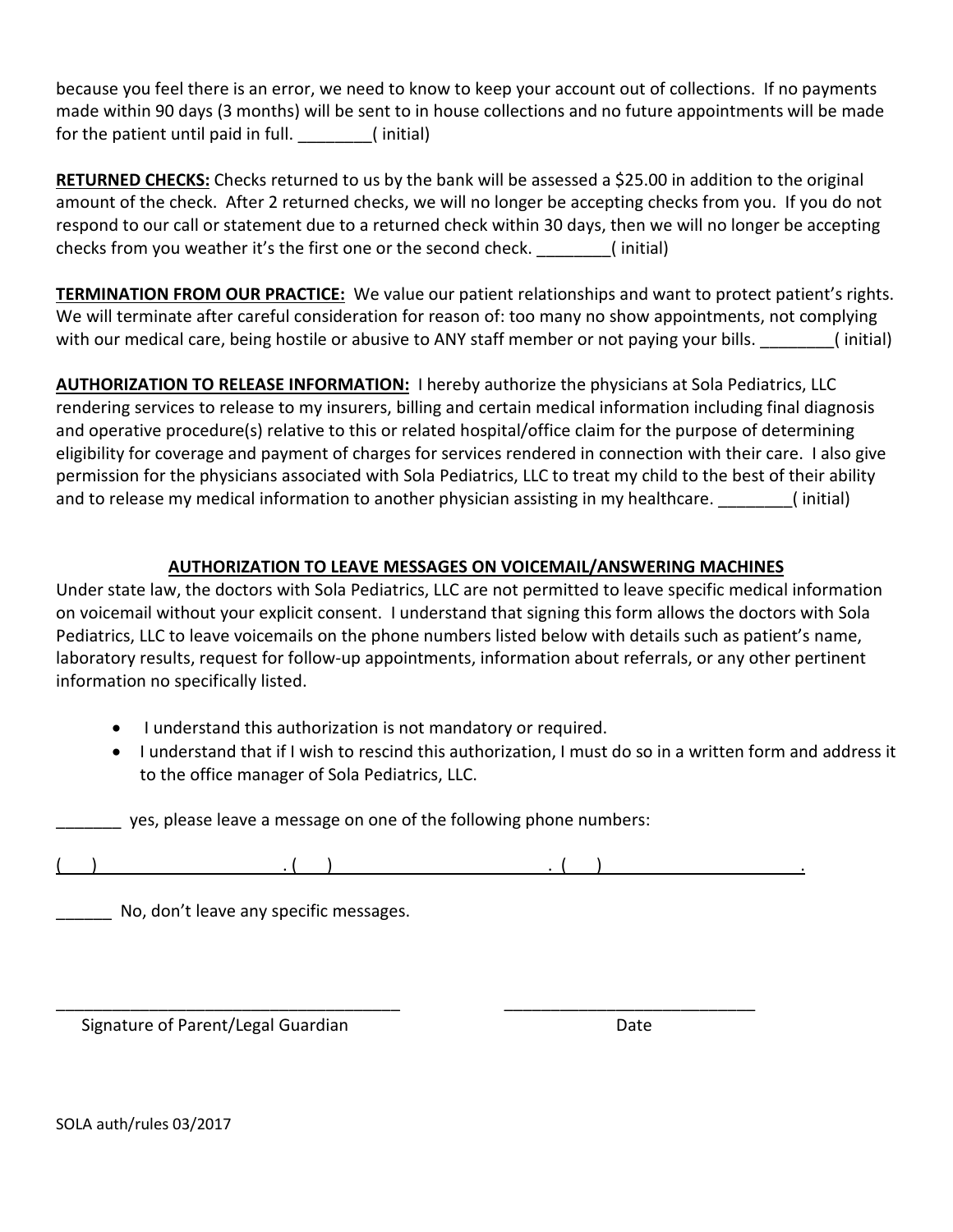because you feel there is an error, we need to know to keep your account out of collections. If no payments made within 90 days (3 months) will be sent to in house collections and no future appointments will be made for the patient until paid in full. ________( initial)

**RETURNED CHECKS:** Checks returned to us by the bank will be assessed a $25.00 in addition to the original amount of the check. After 2 returned checks, we will no longer be accepting checks from you. If you do not respond to our call or statement due to a returned check within 30 days, then we will no longer be accepting checks from you weather it's the first one or the second check. ________( initial)

**TERMINATION FROM OUR PRACTICE:** We value our patient relationships and want to protect patient's rights. We will terminate after careful consideration for reason of: too many no show appointments, not complying with our medical care, being hostile or abusive to ANY staff member or not paying your bills. ________( initial)

**AUTHORIZATION TO RELEASE INFORMATION:** I hereby authorize the physicians at Sola Pediatrics, LLC rendering services to release to my insurers, billing and certain medical information including final diagnosis and operative procedure(s) relative to this or related hospital/office claim for the purpose of determining eligibility for coverage and payment of charges for services rendered in connection with their care. I also give permission for the physicians associated with Sola Pediatrics, LLC to treat my child to the best of their ability and to release my medical information to another physician assisting in my healthcare. ________( initial)

## AUTHORIZATION TO LEAVE MESSAGES ON VOICEMAIL/ANSWERING MACHINES

Under state law, the doctors with Sola Pediatrics, LLC are not permitted to leave specific medical information on voicemail without your explicit consent. I understand that signing this form allows the doctors with Sola Pediatrics, LLC to leave voicemails on the phone numbers listed below with details such as patient's name, laboratory results, request for follow-up appointments, information about referrals, or any other pertinent information no specifically listed.

- I understand this authorization is not mandatory or required.
- I understand that if I wish to rescind this authorization, I must do so in a written form and address it to the office manager of Sola Pediatrics, LLC.

_______ yes, please leave a message on one of the following phone numbers:

(     ) ____________________ . (     ) ______________________ . (     ) ____________________ .

______ No, don't leave any specific messages.

______________________________________ ___________________________

Signature of Parent/Legal Guardian Date

SOLA auth/rules 03/2017